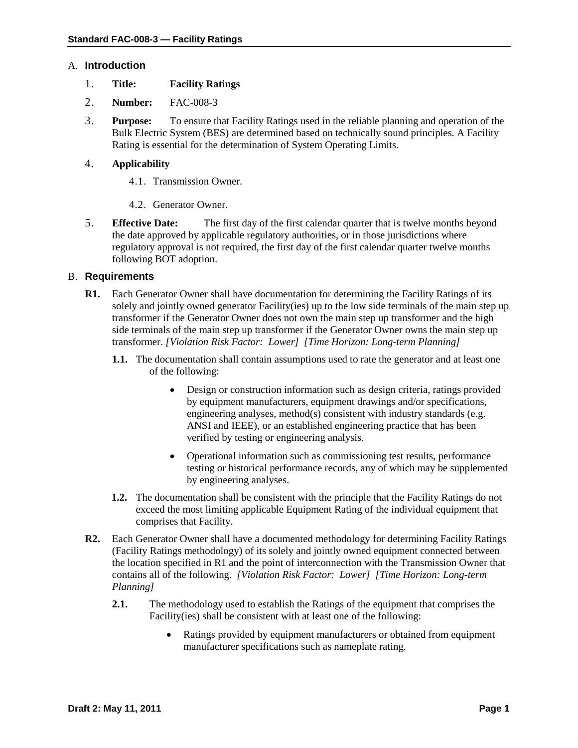## A. Introduction

1. **Title:** **Facility Ratings**
2. **Number:** FAC-008-3
3. **Purpose:** To ensure that Facility Ratings used in the reliable planning and operation of the Bulk Electric System (BES) are determined based on technically sound principles. A Facility Rating is essential for the determination of System Operating Limits.
4. **Applicability**
   - 4.1. Transmission Owner.
   - 4.2. Generator Owner.
5. **Effective Date:** The first day of the first calendar quarter that is twelve months beyond the date approved by applicable regulatory authorities, or in those jurisdictions where regulatory approval is not required, the first day of the first calendar quarter twelve months following BOT adoption.

## B. Requirements

**R1.** Each Generator Owner shall have documentation for determining the Facility Ratings of its solely and jointly owned generator Facility(ies) up to the low side terminals of the main step up transformer if the Generator Owner does not own the main step up transformer and the high side terminals of the main step up transformer if the Generator Owner owns the main step up transformer. *[Violation Risk Factor: Lower] [Time Horizon: Long-term Planning]*

**1.1.** The documentation shall contain assumptions used to rate the generator and at least one of the following:

- Design or construction information such as design criteria, ratings provided by equipment manufacturers, equipment drawings and/or specifications, engineering analyses, method(s) consistent with industry standards (e.g. ANSI and IEEE), or an established engineering practice that has been verified by testing or engineering analysis.
- Operational information such as commissioning test results, performance testing or historical performance records, any of which may be supplemented by engineering analyses.

**1.2.** The documentation shall be consistent with the principle that the Facility Ratings do not exceed the most limiting applicable Equipment Rating of the individual equipment that comprises that Facility.

**R2.** Each Generator Owner shall have a documented methodology for determining Facility Ratings (Facility Ratings methodology) of its solely and jointly owned equipment connected between the location specified in R1 and the point of interconnection with the Transmission Owner that contains all of the following. *[Violation Risk Factor: Lower] [Time Horizon: Long-term Planning]*

**2.1.** The methodology used to establish the Ratings of the equipment that comprises the Facility(ies) shall be consistent with at least one of the following:

- Ratings provided by equipment manufacturers or obtained from equipment manufacturer specifications such as nameplate rating.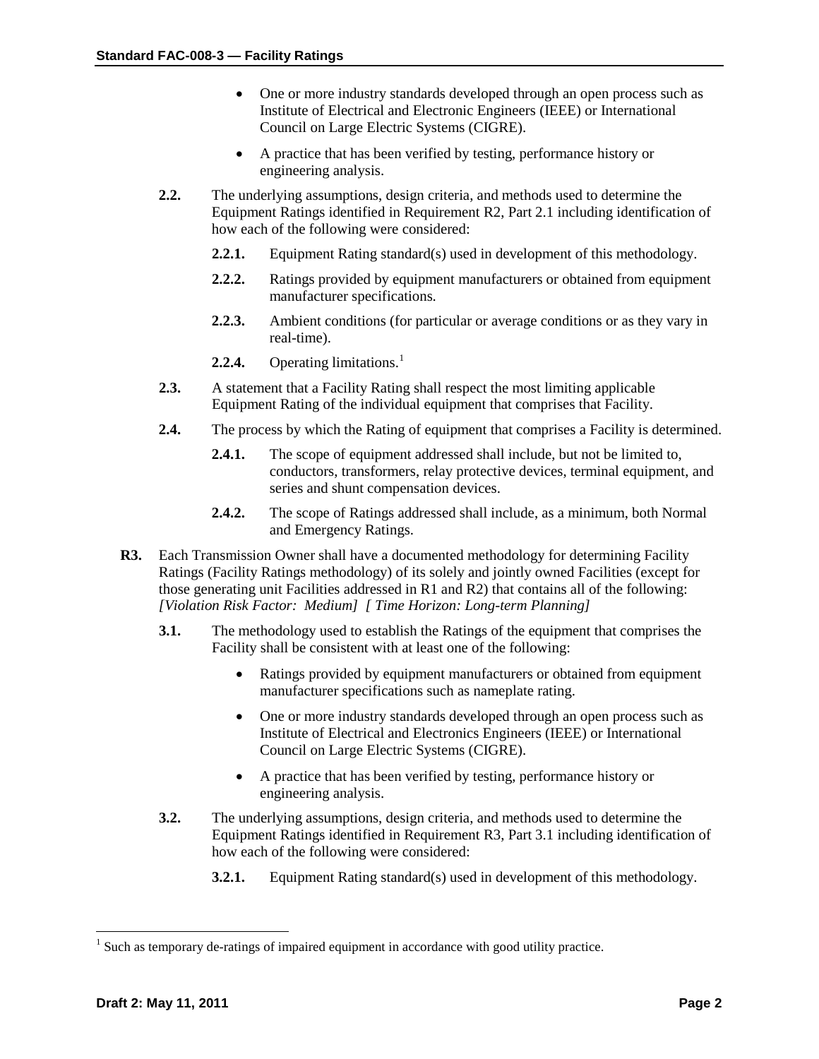- One or more industry standards developed through an open process such as Institute of Electrical and Electronic Engineers (IEEE) or International Council on Large Electric Systems (CIGRE).
- A practice that has been verified by testing, performance history or engineering analysis.

**2.2.** The underlying assumptions, design criteria, and methods used to determine the Equipment Ratings identified in Requirement R2, Part 2.1 including identification of how each of the following were considered:

**2.2.1.** Equipment Rating standard(s) used in development of this methodology.

**2.2.2.** Ratings provided by equipment manufacturers or obtained from equipment manufacturer specifications.

**2.2.3.** Ambient conditions (for particular or average conditions or as they vary in real-time).

**2.2.4.** Operating limitations.[1]

**2.3.** A statement that a Facility Rating shall respect the most limiting applicable Equipment Rating of the individual equipment that comprises that Facility.

**2.4.** The process by which the Rating of equipment that comprises a Facility is determined.

**2.4.1.** The scope of equipment addressed shall include, but not be limited to, conductors, transformers, relay protective devices, terminal equipment, and series and shunt compensation devices.

**2.4.2.** The scope of Ratings addressed shall include, as a minimum, both Normal and Emergency Ratings.

**R3.** Each Transmission Owner shall have a documented methodology for determining Facility Ratings (Facility Ratings methodology) of its solely and jointly owned Facilities (except for those generating unit Facilities addressed in R1 and R2) that contains all of the following: *[Violation Risk Factor: Medium] [ Time Horizon: Long-term Planning]*

**3.1.** The methodology used to establish the Ratings of the equipment that comprises the Facility shall be consistent with at least one of the following:

- Ratings provided by equipment manufacturers or obtained from equipment manufacturer specifications such as nameplate rating.
- One or more industry standards developed through an open process such as Institute of Electrical and Electronics Engineers (IEEE) or International Council on Large Electric Systems (CIGRE).
- A practice that has been verified by testing, performance history or engineering analysis.

**3.2.** The underlying assumptions, design criteria, and methods used to determine the Equipment Ratings identified in Requirement R3, Part 3.1 including identification of how each of the following were considered:

**3.2.1.** Equipment Rating standard(s) used in development of this methodology.

---

[1] Such as temporary de-ratings of impaired equipment in accordance with good utility practice.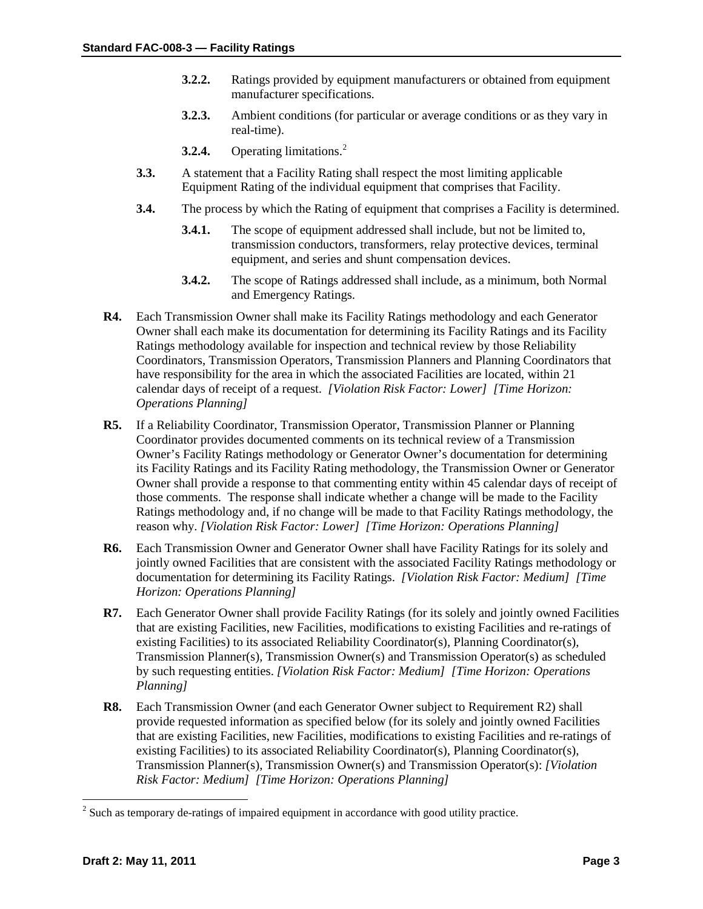**3.2.2.** Ratings provided by equipment manufacturers or obtained from equipment manufacturer specifications.

**3.2.3.** Ambient conditions (for particular or average conditions or as they vary in real-time).

**3.2.4.** Operating limitations.[2]

**3.3.** A statement that a Facility Rating shall respect the most limiting applicable Equipment Rating of the individual equipment that comprises that Facility.

**3.4.** The process by which the Rating of equipment that comprises a Facility is determined.

**3.4.1.** The scope of equipment addressed shall include, but not be limited to, transmission conductors, transformers, relay protective devices, terminal equipment, and series and shunt compensation devices.

**3.4.2.** The scope of Ratings addressed shall include, as a minimum, both Normal and Emergency Ratings.

**R4.** Each Transmission Owner shall make its Facility Ratings methodology and each Generator Owner shall each make its documentation for determining its Facility Ratings and its Facility Ratings methodology available for inspection and technical review by those Reliability Coordinators, Transmission Operators, Transmission Planners and Planning Coordinators that have responsibility for the area in which the associated Facilities are located, within 21 calendar days of receipt of a request. *[Violation Risk Factor: Lower] [Time Horizon: Operations Planning]*

**R5.** If a Reliability Coordinator, Transmission Operator, Transmission Planner or Planning Coordinator provides documented comments on its technical review of a Transmission Owner's Facility Ratings methodology or Generator Owner's documentation for determining its Facility Ratings and its Facility Rating methodology, the Transmission Owner or Generator Owner shall provide a response to that commenting entity within 45 calendar days of receipt of those comments. The response shall indicate whether a change will be made to the Facility Ratings methodology and, if no change will be made to that Facility Ratings methodology, the reason why. *[Violation Risk Factor: Lower] [Time Horizon: Operations Planning]*

**R6.** Each Transmission Owner and Generator Owner shall have Facility Ratings for its solely and jointly owned Facilities that are consistent with the associated Facility Ratings methodology or documentation for determining its Facility Ratings. *[Violation Risk Factor: Medium] [Time Horizon: Operations Planning]*

**R7.** Each Generator Owner shall provide Facility Ratings (for its solely and jointly owned Facilities that are existing Facilities, new Facilities, modifications to existing Facilities and re-ratings of existing Facilities) to its associated Reliability Coordinator(s), Planning Coordinator(s), Transmission Planner(s), Transmission Owner(s) and Transmission Operator(s) as scheduled by such requesting entities. *[Violation Risk Factor: Medium] [Time Horizon: Operations Planning]*

**R8.** Each Transmission Owner (and each Generator Owner subject to Requirement R2) shall provide requested information as specified below (for its solely and jointly owned Facilities that are existing Facilities, new Facilities, modifications to existing Facilities and re-ratings of existing Facilities) to its associated Reliability Coordinator(s), Planning Coordinator(s), Transmission Planner(s), Transmission Owner(s) and Transmission Operator(s): *[Violation Risk Factor: Medium] [Time Horizon: Operations Planning]*

---

[2] Such as temporary de-ratings of impaired equipment in accordance with good utility practice.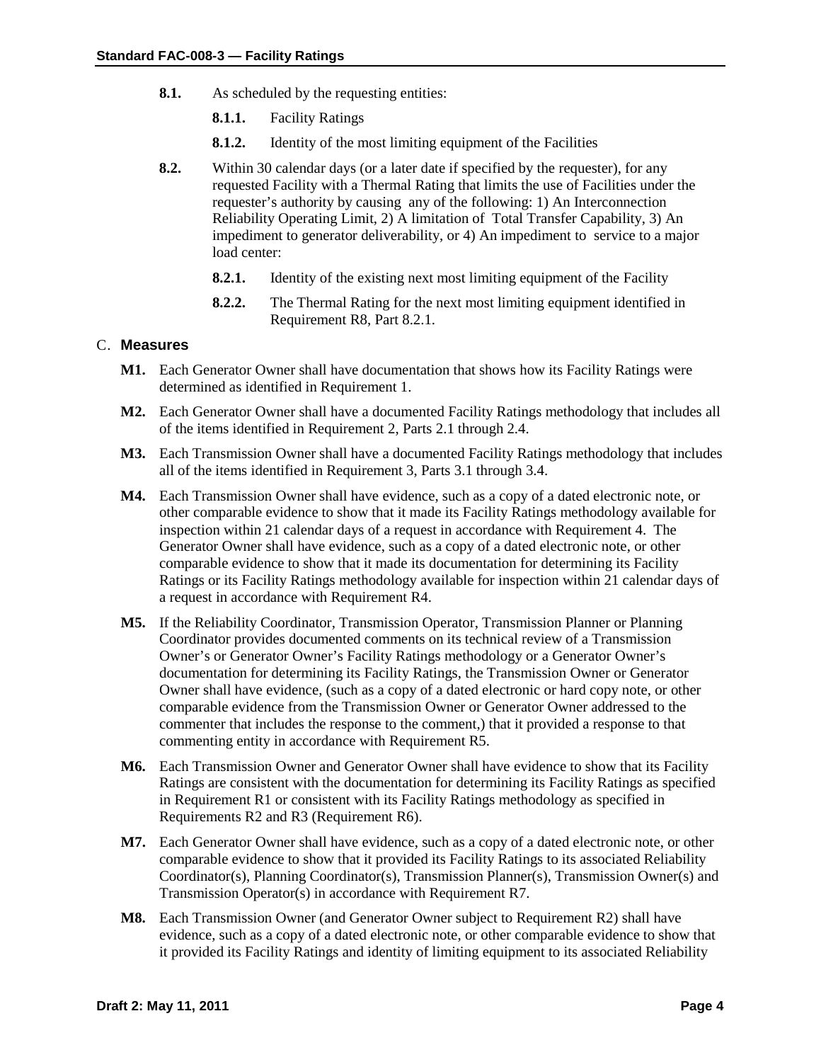**8.1.** As scheduled by the requesting entities:

**8.1.1.** Facility Ratings

**8.1.2.** Identity of the most limiting equipment of the Facilities

**8.2.** Within 30 calendar days (or a later date if specified by the requester), for any requested Facility with a Thermal Rating that limits the use of Facilities under the requester's authority by causing any of the following: 1) An Interconnection Reliability Operating Limit, 2) A limitation of Total Transfer Capability, 3) An impediment to generator deliverability, or 4) An impediment to service to a major load center:

**8.2.1.** Identity of the existing next most limiting equipment of the Facility

**8.2.2.** The Thermal Rating for the next most limiting equipment identified in Requirement R8, Part 8.2.1.

## C. Measures

**M1.** Each Generator Owner shall have documentation that shows how its Facility Ratings were determined as identified in Requirement 1.

**M2.** Each Generator Owner shall have a documented Facility Ratings methodology that includes all of the items identified in Requirement 2, Parts 2.1 through 2.4.

**M3.** Each Transmission Owner shall have a documented Facility Ratings methodology that includes all of the items identified in Requirement 3, Parts 3.1 through 3.4.

**M4.** Each Transmission Owner shall have evidence, such as a copy of a dated electronic note, or other comparable evidence to show that it made its Facility Ratings methodology available for inspection within 21 calendar days of a request in accordance with Requirement 4. The Generator Owner shall have evidence, such as a copy of a dated electronic note, or other comparable evidence to show that it made its documentation for determining its Facility Ratings or its Facility Ratings methodology available for inspection within 21 calendar days of a request in accordance with Requirement R4.

**M5.** If the Reliability Coordinator, Transmission Operator, Transmission Planner or Planning Coordinator provides documented comments on its technical review of a Transmission Owner's or Generator Owner's Facility Ratings methodology or a Generator Owner's documentation for determining its Facility Ratings, the Transmission Owner or Generator Owner shall have evidence, (such as a copy of a dated electronic or hard copy note, or other comparable evidence from the Transmission Owner or Generator Owner addressed to the commenter that includes the response to the comment,) that it provided a response to that commenting entity in accordance with Requirement R5.

**M6.** Each Transmission Owner and Generator Owner shall have evidence to show that its Facility Ratings are consistent with the documentation for determining its Facility Ratings as specified in Requirement R1 or consistent with its Facility Ratings methodology as specified in Requirements R2 and R3 (Requirement R6).

**M7.** Each Generator Owner shall have evidence, such as a copy of a dated electronic note, or other comparable evidence to show that it provided its Facility Ratings to its associated Reliability Coordinator(s), Planning Coordinator(s), Transmission Planner(s), Transmission Owner(s) and Transmission Operator(s) in accordance with Requirement R7.

**M8.** Each Transmission Owner (and Generator Owner subject to Requirement R2) shall have evidence, such as a copy of a dated electronic note, or other comparable evidence to show that it provided its Facility Ratings and identity of limiting equipment to its associated Reliability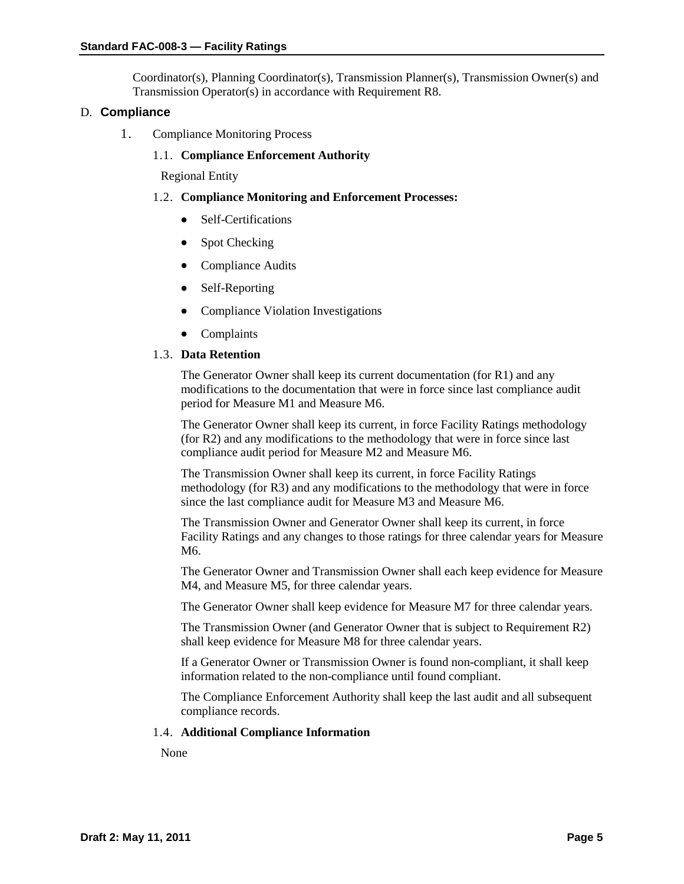Coordinator(s), Planning Coordinator(s), Transmission Planner(s), Transmission Owner(s) and Transmission Operator(s) in accordance with Requirement R8.

## D. Compliance

1. Compliance Monitoring Process

### 1.1. Compliance Enforcement Authority

Regional Entity

### 1.2. Compliance Monitoring and Enforcement Processes:

- Self-Certifications
- Spot Checking
- Compliance Audits
- Self-Reporting
- Compliance Violation Investigations
- Complaints

### 1.3. Data Retention

The Generator Owner shall keep its current documentation (for R1) and any modifications to the documentation that were in force since last compliance audit period for Measure M1 and Measure M6.

The Generator Owner shall keep its current, in force Facility Ratings methodology (for R2) and any modifications to the methodology that were in force since last compliance audit period for Measure M2 and Measure M6.

The Transmission Owner shall keep its current, in force Facility Ratings methodology (for R3) and any modifications to the methodology that were in force since the last compliance audit for Measure M3 and Measure M6.

The Transmission Owner and Generator Owner shall keep its current, in force Facility Ratings and any changes to those ratings for three calendar years for Measure M6.

The Generator Owner and Transmission Owner shall each keep evidence for Measure M4, and Measure M5, for three calendar years.

The Generator Owner shall keep evidence for Measure M7 for three calendar years.

The Transmission Owner (and Generator Owner that is subject to Requirement R2) shall keep evidence for Measure M8 for three calendar years.

If a Generator Owner or Transmission Owner is found non-compliant, it shall keep information related to the non-compliance until found compliant.

The Compliance Enforcement Authority shall keep the last audit and all subsequent compliance records.

### 1.4. Additional Compliance Information

None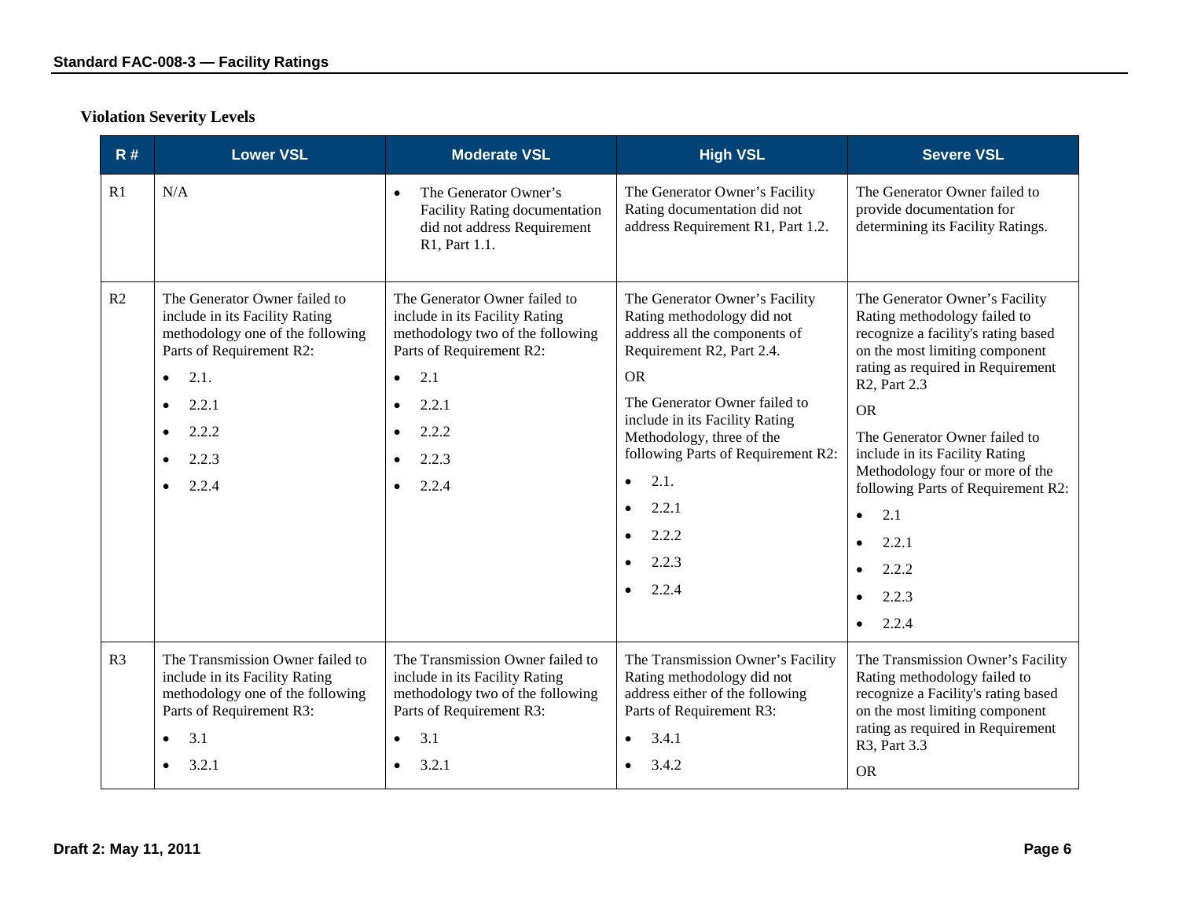## Violation Severity Levels

| R # | Lower VSL | Moderate VSL | High VSL | Severe VSL |
|---|---|---|---|---|
| R1 | N/A | • The Generator Owner's Facility Rating documentation did not address Requirement R1, Part 1.1. | The Generator Owner's Facility Rating documentation did not address Requirement R1, Part 1.2. | The Generator Owner failed to provide documentation for determining its Facility Ratings. |
| R2 | The Generator Owner failed to include in its Facility Rating methodology one of the following Parts of Requirement R2:<br>• 2.1.<br>• 2.2.1<br>• 2.2.2<br>• 2.2.3<br>• 2.2.4 | The Generator Owner failed to include in its Facility Rating methodology two of the following Parts of Requirement R2:<br>• 2.1<br>• 2.2.1<br>• 2.2.2<br>• 2.2.3<br>• 2.2.4 | The Generator Owner's Facility Rating methodology did not address all the components of Requirement R2, Part 2.4.<br>OR<br>The Generator Owner failed to include in its Facility Rating Methodology, three of the following Parts of Requirement R2:<br>• 2.1.<br>• 2.2.1<br>• 2.2.2<br>• 2.2.3<br>• 2.2.4 | The Generator Owner's Facility Rating methodology failed to recognize a facility's rating based on the most limiting component rating as required in Requirement R2, Part 2.3<br>OR<br>The Generator Owner failed to include in its Facility Rating Methodology four or more of the following Parts of Requirement R2:<br>• 2.1<br>• 2.2.1<br>• 2.2.2<br>• 2.2.3<br>• 2.2.4 |
| R3 | The Transmission Owner failed to include in its Facility Rating methodology one of the following Parts of Requirement R3:<br>• 3.1<br>• 3.2.1 | The Transmission Owner failed to include in its Facility Rating methodology two of the following Parts of Requirement R3:<br>• 3.1<br>• 3.2.1 | The Transmission Owner's Facility Rating methodology did not address either of the following Parts of Requirement R3:<br>• 3.4.1<br>• 3.4.2 | The Transmission Owner's Facility Rating methodology failed to recognize a Facility's rating based on the most limiting component rating as required in Requirement R3, Part 3.3<br>OR |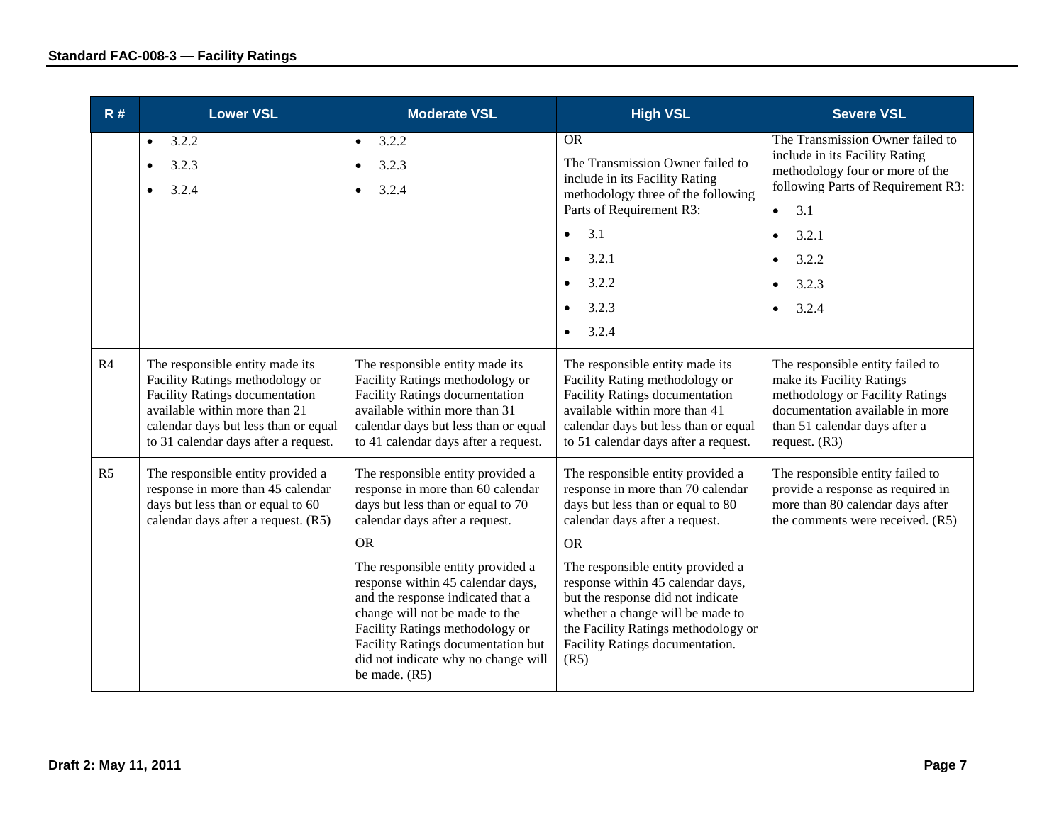| R # | Lower VSL | Moderate VSL | High VSL | Severe VSL |
|---|---|---|---|---|
| | • 3.2.2<br>• 3.2.3<br>• 3.2.4 | • 3.2.2<br>• 3.2.3<br>• 3.2.4 | OR<br>The Transmission Owner failed to include in its Facility Rating methodology three of the following Parts of Requirement R3:<br>• 3.1<br>• 3.2.1<br>• 3.2.2<br>• 3.2.3<br>• 3.2.4 | The Transmission Owner failed to include in its Facility Rating methodology four or more of the following Parts of Requirement R3:<br>• 3.1<br>• 3.2.1<br>• 3.2.2<br>• 3.2.3<br>• 3.2.4 |
| R4 | The responsible entity made its Facility Ratings methodology or Facility Ratings documentation available within more than 21 calendar days but less than or equal to 31 calendar days after a request. | The responsible entity made its Facility Ratings methodology or Facility Ratings documentation available within more than 31 calendar days but less than or equal to 41 calendar days after a request. | The responsible entity made its Facility Rating methodology or Facility Ratings documentation available within more than 41 calendar days but less than or equal to 51 calendar days after a request. | The responsible entity failed to make its Facility Ratings methodology or Facility Ratings documentation available in more than 51 calendar days after a request. (R3) |
| R5 | The responsible entity provided a response in more than 45 calendar days but less than or equal to 60 calendar days after a request. (R5) | The responsible entity provided a response in more than 60 calendar days but less than or equal to 70 calendar days after a request.<br>OR<br>The responsible entity provided a response within 45 calendar days, and the response indicated that a change will not be made to the Facility Ratings methodology or Facility Ratings documentation but did not indicate why no change will be made. (R5) | The responsible entity provided a response in more than 70 calendar days but less than or equal to 80 calendar days after a request.<br>OR<br>The responsible entity provided a response within 45 calendar days, but the response did not indicate whether a change will be made to the Facility Ratings methodology or Facility Ratings documentation. (R5) | The responsible entity failed to provide a response as required in more than 80 calendar days after the comments were received. (R5) |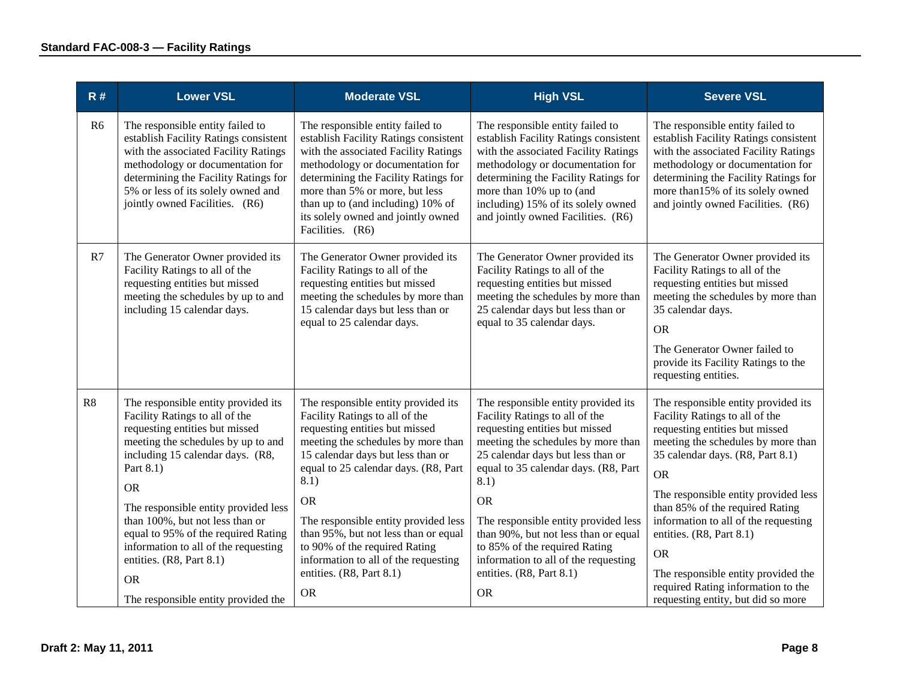| R # | Lower VSL | Moderate VSL | High VSL | Severe VSL |
|---|---|---|---|---|
| R6 | The responsible entity failed to establish Facility Ratings consistent with the associated Facility Ratings methodology or documentation for determining the Facility Ratings for 5% or less of its solely owned and jointly owned Facilities. (R6) | The responsible entity failed to establish Facility Ratings consistent with the associated Facility Ratings methodology or documentation for determining the Facility Ratings for more than 5% or more, but less than up to (and including) 10% of its solely owned and jointly owned Facilities. (R6) | The responsible entity failed to establish Facility Ratings consistent with the associated Facility Ratings methodology or documentation for determining the Facility Ratings for more than 10% up to (and including) 15% of its solely owned and jointly owned Facilities. (R6) | The responsible entity failed to establish Facility Ratings consistent with the associated Facility Ratings methodology or documentation for determining the Facility Ratings for more than15% of its solely owned and jointly owned Facilities. (R6) |
| R7 | The Generator Owner provided its Facility Ratings to all of the requesting entities but missed meeting the schedules by up to and including 15 calendar days. | The Generator Owner provided its Facility Ratings to all of the requesting entities but missed meeting the schedules by more than 15 calendar days but less than or equal to 25 calendar days. | The Generator Owner provided its Facility Ratings to all of the requesting entities but missed meeting the schedules by more than 25 calendar days but less than or equal to 35 calendar days. | The Generator Owner provided its Facility Ratings to all of the requesting entities but missed meeting the schedules by more than 35 calendar days.<br><br>OR<br><br>The Generator Owner failed to provide its Facility Ratings to the requesting entities. |
| R8 | The responsible entity provided its Facility Ratings to all of the requesting entities but missed meeting the schedules by up to and including 15 calendar days. (R8, Part 8.1)<br><br>OR<br><br>The responsible entity provided less than 100%, but not less than or equal to 95% of the required Rating information to all of the requesting entities. (R8, Part 8.1)<br><br>OR<br><br>The responsible entity provided the | The responsible entity provided its Facility Ratings to all of the requesting entities but missed meeting the schedules by more than 15 calendar days but less than or equal to 25 calendar days. (R8, Part 8.1)<br><br>OR<br><br>The responsible entity provided less than 95%, but not less than or equal to 90% of the required Rating information to all of the requesting entities. (R8, Part 8.1)<br><br>OR | The responsible entity provided its Facility Ratings to all of the requesting entities but missed meeting the schedules by more than 25 calendar days but less than or equal to 35 calendar days. (R8, Part 8.1)<br><br>OR<br><br>The responsible entity provided less than 90%, but not less than or equal to 85% of the required Rating information to all of the requesting entities. (R8, Part 8.1)<br><br>OR | The responsible entity provided its Facility Ratings to all of the requesting entities but missed meeting the schedules by more than 35 calendar days. (R8, Part 8.1)<br><br>OR<br><br>The responsible entity provided less than 85% of the required Rating information to all of the requesting entities. (R8, Part 8.1)<br><br>OR<br><br>The responsible entity provided the required Rating information to the requesting entity, but did so more |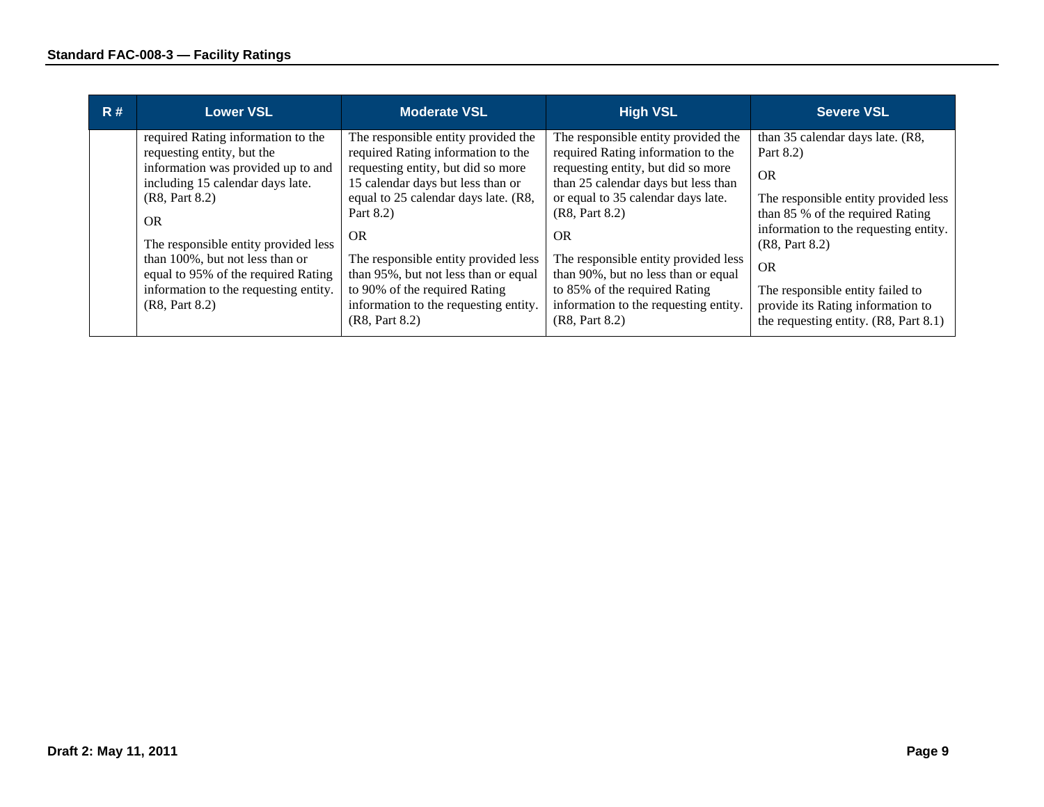| R # | Lower VSL | Moderate VSL | High VSL | Severe VSL |
|---|---|---|---|---|
| | required Rating information to the requesting entity, but the information was provided up to and including 15 calendar days late. (R8, Part 8.2)<br><br>OR<br><br>The responsible entity provided less than 100%, but not less than or equal to 95% of the required Rating information to the requesting entity. (R8, Part 8.2) | The responsible entity provided the required Rating information to the requesting entity, but did so more 15 calendar days but less than or equal to 25 calendar days late. (R8, Part 8.2)<br><br>OR<br><br>The responsible entity provided less than 95%, but not less than or equal to 90% of the required Rating information to the requesting entity. (R8, Part 8.2) | The responsible entity provided the required Rating information to the requesting entity, but did so more than 25 calendar days but less than or equal to 35 calendar days late. (R8, Part 8.2)<br><br>OR<br><br>The responsible entity provided less than 90%, but no less than or equal to 85% of the required Rating information to the requesting entity. (R8, Part 8.2) | than 35 calendar days late. (R8, Part 8.2)<br><br>OR<br><br>The responsible entity provided less than 85 % of the required Rating information to the requesting entity. (R8, Part 8.2)<br><br>OR<br><br>The responsible entity failed to provide its Rating information to the requesting entity. (R8, Part 8.1) |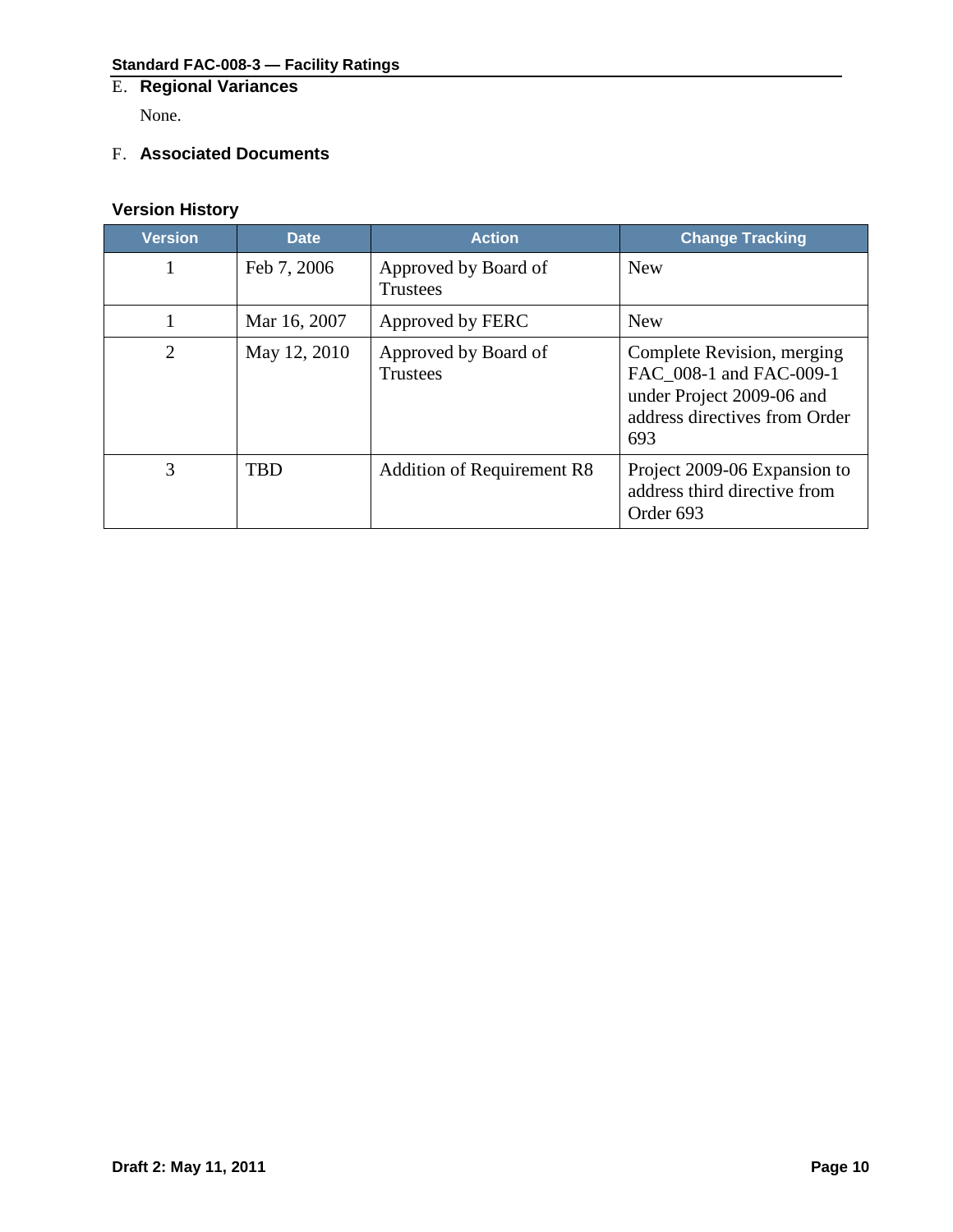## E. Regional Variances

None.

## F. Associated Documents

### Version History

| Version | Date | Action | Change Tracking |
|---|---|---|---|
| 1 | Feb 7, 2006 | Approved by Board of Trustees | New |
| 1 | Mar 16, 2007 | Approved by FERC | New |
| 2 | May 12, 2010 | Approved by Board of Trustees | Complete Revision, merging FAC_008-1 and FAC-009-1 under Project 2009-06 and address directives from Order 693 |
| 3 | TBD | Addition of Requirement R8 | Project 2009-06 Expansion to address third directive from Order 693 |